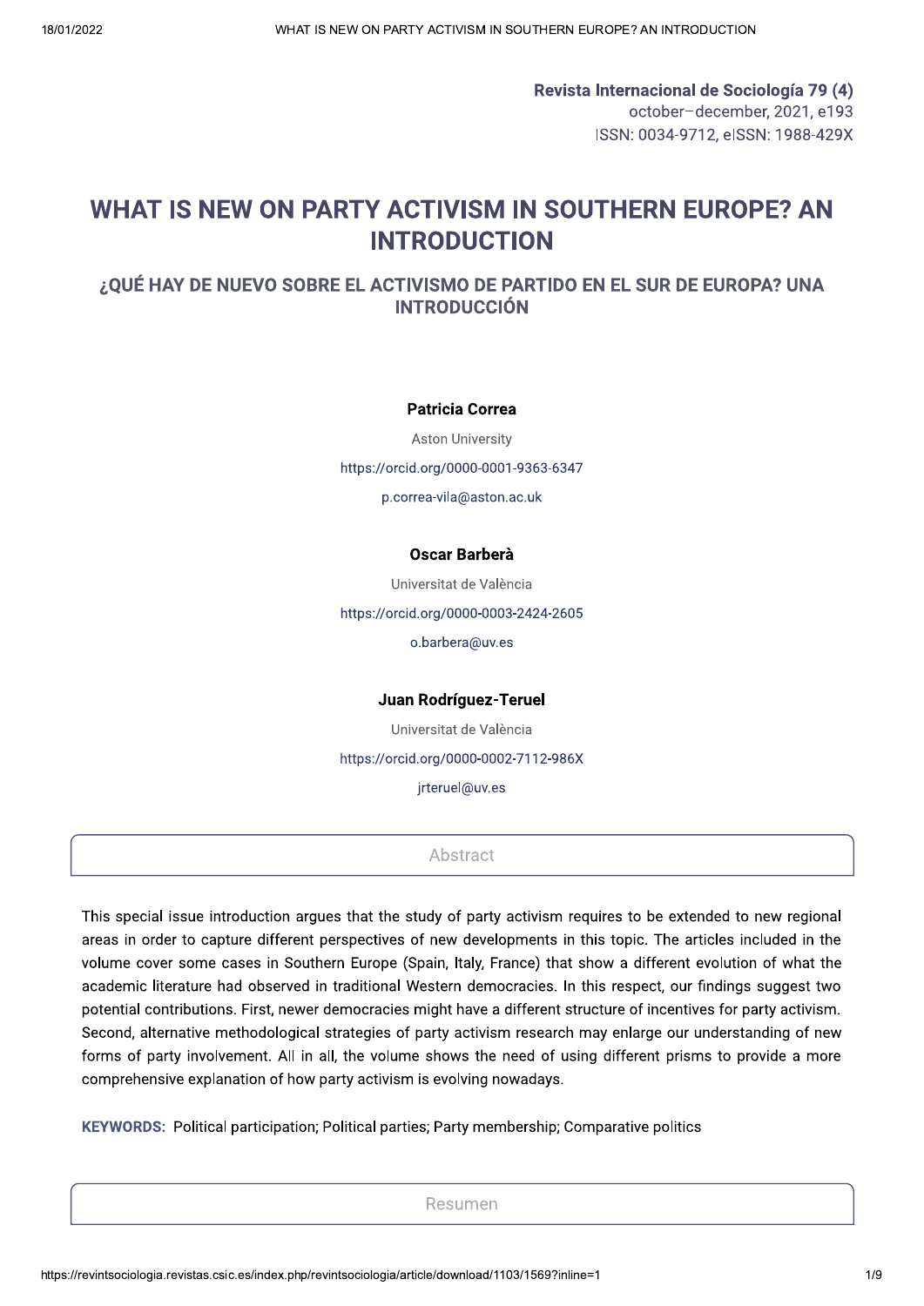**Revista Internacional de Sociología 79 (4)**
october–december, 2021, e193
ISSN: 0034-9712, eISSN: 1988-429X

# WHAT IS NEW ON PARTY ACTIVISM IN SOUTHERN EUROPE? AN INTRODUCTION

## ¿QUÉ HAY DE NUEVO SOBRE EL ACTIVISMO DE PARTIDO EN EL SUR DE EUROPA? UNA INTRODUCCIÓN

**Patricia Correa**

Aston University

https://orcid.org/0000-0001-9363-6347

p.correa-vila@aston.ac.uk

**Oscar Barberà**

Universitat de València

https://orcid.org/0000-0003-2424-2605

o.barbera@uv.es

**Juan Rodríguez-Teruel**

Universitat de València

https://orcid.org/0000-0002-7112-986X

jrteruel@uv.es

### Abstract

This special issue introduction argues that the study of party activism requires to be extended to new regional areas in order to capture different perspectives of new developments in this topic. The articles included in the volume cover some cases in Southern Europe (Spain, Italy, France) that show a different evolution of what the academic literature had observed in traditional Western democracies. In this respect, our findings suggest two potential contributions. First, newer democracies might have a different structure of incentives for party activism. Second, alternative methodological strategies of party activism research may enlarge our understanding of new forms of party involvement. All in all, the volume shows the need of using different prisms to provide a more comprehensive explanation of how party activism is evolving nowadays.

**KEYWORDS:** Political participation; Political parties; Party membership; Comparative politics

### Resumen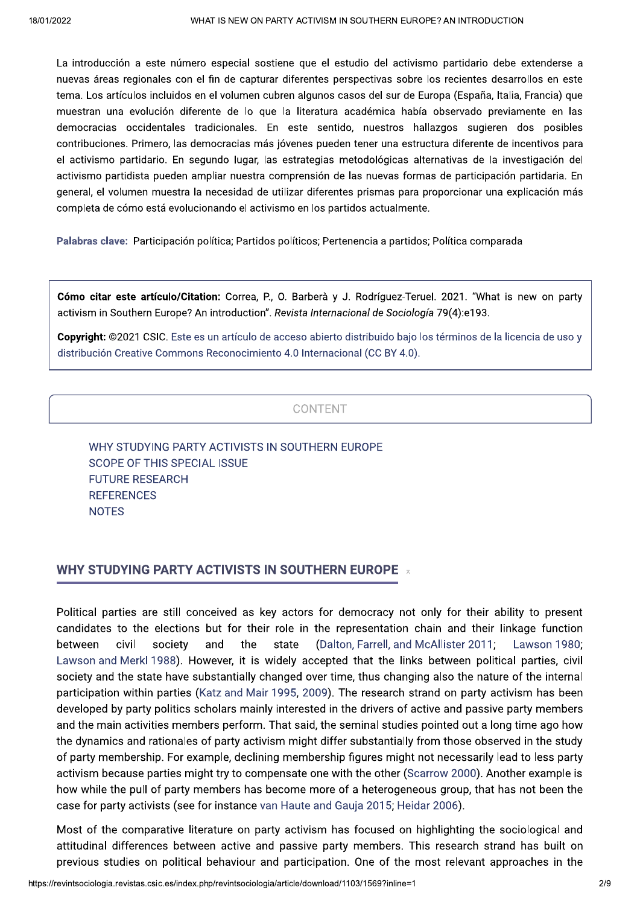La introducción a este número especial sostiene que el estudio del activismo partidario debe extenderse a nuevas áreas regionales con el fin de capturar diferentes perspectivas sobre los recientes desarrollos en este tema. Los artículos incluidos en el volumen cubren algunos casos del sur de Europa (España, Italia, Francia) que muestran una evolución diferente de lo que la literatura académica había observado previamente en las democracias occidentales tradicionales. En este sentido, nuestros hallazgos sugieren dos posibles contribuciones. Primero, las democracias más jóvenes pueden tener una estructura diferente de incentivos para el activismo partidario. En segundo lugar, las estrategias metodológicas alternativas de la investigación del activismo partidista pueden ampliar nuestra comprensión de las nuevas formas de participación partidaria. En general, el volumen muestra la necesidad de utilizar diferentes prismas para proporcionar una explicación más completa de cómo está evolucionando el activismo en los partidos actualmente.

**Palabras clave:** Participación política; Partidos políticos; Pertenencia a partidos; Política comparada

**Cómo citar este artículo/Citation:** Correa, P., O. Barberà y J. Rodríguez-Teruel. 2021. "What is new on party activism in Southern Europe? An introduction". *Revista Internacional de Sociología* 79(4):e193.

**Copyright:** ©2021 CSIC. Este es un artículo de acceso abierto distribuido bajo los términos de la licencia de uso y distribución Creative Commons Reconocimiento 4.0 Internacional (CC BY 4.0).

CONTENT

- WHY STUDYING PARTY ACTIVISTS IN SOUTHERN EUROPE
- SCOPE OF THIS SPECIAL ISSUE
- FUTURE RESEARCH
- REFERENCES
- NOTES

## WHY STUDYING PARTY ACTIVISTS IN SOUTHERN EUROPE

Political parties are still conceived as key actors for democracy not only for their ability to present candidates to the elections but for their role in the representation chain and their linkage function between civil society and the state (Dalton, Farrell, and McAllister 2011; Lawson 1980; Lawson and Merkl 1988). However, it is widely accepted that the links between political parties, civil society and the state have substantially changed over time, thus changing also the nature of the internal participation within parties (Katz and Mair 1995, 2009). The research strand on party activism has been developed by party politics scholars mainly interested in the drivers of active and passive party members and the main activities members perform. That said, the seminal studies pointed out a long time ago how the dynamics and rationales of party activism might differ substantially from those observed in the study of party membership. For example, declining membership figures might not necessarily lead to less party activism because parties might try to compensate one with the other (Scarrow 2000). Another example is how while the pull of party members has become more of a heterogeneous group, that has not been the case for party activists (see for instance van Haute and Gauja 2015; Heidar 2006).

Most of the comparative literature on party activism has focused on highlighting the sociological and attitudinal differences between active and passive party members. This research strand has built on previous studies on political behaviour and participation. One of the most relevant approaches in the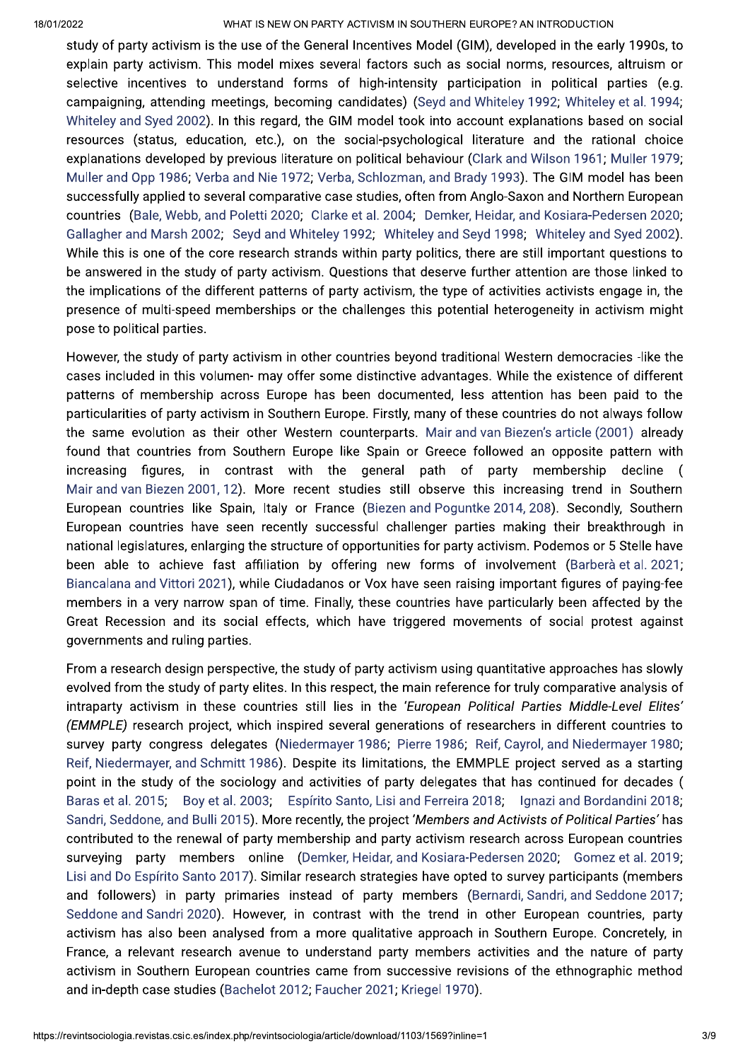study of party activism is the use of the General Incentives Model (GIM), developed in the early 1990s, to explain party activism. This model mixes several factors such as social norms, resources, altruism or selective incentives to understand forms of high-intensity participation in political parties (e.g. campaigning, attending meetings, becoming candidates) (Seyd and Whiteley 1992; Whiteley et al. 1994; Whiteley and Syed 2002). In this regard, the GIM model took into account explanations based on social resources (status, education, etc.), on the social-psychological literature and the rational choice explanations developed by previous literature on political behaviour (Clark and Wilson 1961; Muller 1979; Muller and Opp 1986; Verba and Nie 1972; Verba, Schlozman, and Brady 1993). The GIM model has been successfully applied to several comparative case studies, often from Anglo-Saxon and Northern European countries (Bale, Webb, and Poletti 2020; Clarke et al. 2004; Demker, Heidar, and Kosiara-Pedersen 2020; Gallagher and Marsh 2002; Seyd and Whiteley 1992; Whiteley and Seyd 1998; Whiteley and Syed 2002). While this is one of the core research strands within party politics, there are still important questions to be answered in the study of party activism. Questions that deserve further attention are those linked to the implications of the different patterns of party activism, the type of activities activists engage in, the presence of multi-speed memberships or the challenges this potential heterogeneity in activism might pose to political parties.

However, the study of party activism in other countries beyond traditional Western democracies -like the cases included in this volumen- may offer some distinctive advantages. While the existence of different patterns of membership across Europe has been documented, less attention has been paid to the particularities of party activism in Southern Europe. Firstly, many of these countries do not always follow the same evolution as their other Western counterparts. Mair and van Biezen's article (2001) already found that countries from Southern Europe like Spain or Greece followed an opposite pattern with increasing figures, in contrast with the general path of party membership decline (Mair and van Biezen 2001, 12). More recent studies still observe this increasing trend in Southern European countries like Spain, Italy or France (Biezen and Poguntke 2014, 208). Secondly, Southern European countries have seen recently successful challenger parties making their breakthrough in national legislatures, enlarging the structure of opportunities for party activism. Podemos or 5 Stelle have been able to achieve fast affiliation by offering new forms of involvement (Barberà et al. 2021; Biancalana and Vittori 2021), while Ciudadanos or Vox have seen raising important figures of paying-fee members in a very narrow span of time. Finally, these countries have particularly been affected by the Great Recession and its social effects, which have triggered movements of social protest against governments and ruling parties.

From a research design perspective, the study of party activism using quantitative approaches has slowly evolved from the study of party elites. In this respect, the main reference for truly comparative analysis of intraparty activism in these countries still lies in the *'European Political Parties Middle-Level Elites' (EMMPLE)* research project, which inspired several generations of researchers in different countries to survey party congress delegates (Niedermayer 1986; Pierre 1986; Reif, Cayrol, and Niedermayer 1980; Reif, Niedermayer, and Schmitt 1986). Despite its limitations, the EMMPLE project served as a starting point in the study of the sociology and activities of party delegates that has continued for decades (Baras et al. 2015; Boy et al. 2003; Espírito Santo, Lisi and Ferreira 2018; Ignazi and Bordandini 2018; Sandri, Seddone, and Bulli 2015). More recently, the project *'Members and Activists of Political Parties'* has contributed to the renewal of party membership and party activism research across European countries surveying party members online (Demker, Heidar, and Kosiara-Pedersen 2020; Gomez et al. 2019; Lisi and Do Espírito Santo 2017). Similar research strategies have opted to survey party participants (members and followers) in party primaries instead of party members (Bernardi, Sandri, and Seddone 2017; Seddone and Sandri 2020). However, in contrast with the trend in other European countries, party activism has also been analysed from a more qualitative approach in Southern Europe. Concretely, in France, a relevant research avenue to understand party members activities and the nature of party activism in Southern European countries came from successive revisions of the ethnographic method and in-depth case studies (Bachelot 2012; Faucher 2021; Kriegel 1970).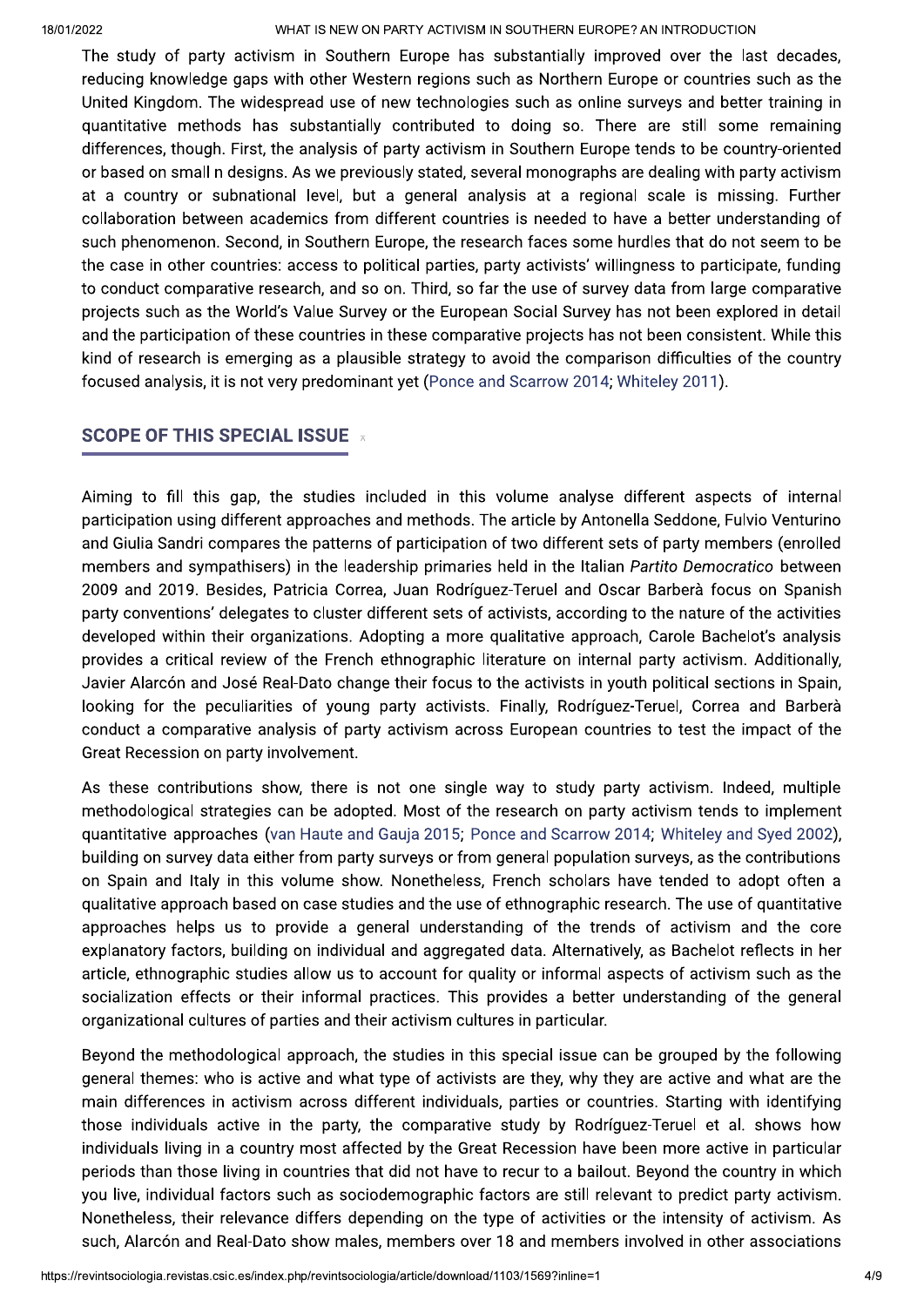The study of party activism in Southern Europe has substantially improved over the last decades, reducing knowledge gaps with other Western regions such as Northern Europe or countries such as the United Kingdom. The widespread use of new technologies such as online surveys and better training in quantitative methods has substantially contributed to doing so. There are still some remaining differences, though. First, the analysis of party activism in Southern Europe tends to be country-oriented or based on small n designs. As we previously stated, several monographs are dealing with party activism at a country or subnational level, but a general analysis at a regional scale is missing. Further collaboration between academics from different countries is needed to have a better understanding of such phenomenon. Second, in Southern Europe, the research faces some hurdles that do not seem to be the case in other countries: access to political parties, party activists' willingness to participate, funding to conduct comparative research, and so on. Third, so far the use of survey data from large comparative projects such as the World's Value Survey or the European Social Survey has not been explored in detail and the participation of these countries in these comparative projects has not been consistent. While this kind of research is emerging as a plausible strategy to avoid the comparison difficulties of the country focused analysis, it is not very predominant yet (Ponce and Scarrow 2014; Whiteley 2011).

## SCOPE OF THIS SPECIAL ISSUE

Aiming to fill this gap, the studies included in this volume analyse different aspects of internal participation using different approaches and methods. The article by Antonella Seddone, Fulvio Venturino and Giulia Sandri compares the patterns of participation of two different sets of party members (enrolled members and sympathisers) in the leadership primaries held in the Italian *Partito Democratico* between 2009 and 2019. Besides, Patricia Correa, Juan Rodríguez-Teruel and Oscar Barberà focus on Spanish party conventions' delegates to cluster different sets of activists, according to the nature of the activities developed within their organizations. Adopting a more qualitative approach, Carole Bachelot's analysis provides a critical review of the French ethnographic literature on internal party activism. Additionally, Javier Alarcón and José Real-Dato change their focus to the activists in youth political sections in Spain, looking for the peculiarities of young party activists. Finally, Rodríguez-Teruel, Correa and Barberà conduct a comparative analysis of party activism across European countries to test the impact of the Great Recession on party involvement.

As these contributions show, there is not one single way to study party activism. Indeed, multiple methodological strategies can be adopted. Most of the research on party activism tends to implement quantitative approaches (van Haute and Gauja 2015; Ponce and Scarrow 2014; Whiteley and Syed 2002), building on survey data either from party surveys or from general population surveys, as the contributions on Spain and Italy in this volume show. Nonetheless, French scholars have tended to adopt often a qualitative approach based on case studies and the use of ethnographic research. The use of quantitative approaches helps us to provide a general understanding of the trends of activism and the core explanatory factors, building on individual and aggregated data. Alternatively, as Bachelot reflects in her article, ethnographic studies allow us to account for quality or informal aspects of activism such as the socialization effects or their informal practices. This provides a better understanding of the general organizational cultures of parties and their activism cultures in particular.

Beyond the methodological approach, the studies in this special issue can be grouped by the following general themes: who is active and what type of activists are they, why they are active and what are the main differences in activism across different individuals, parties or countries. Starting with identifying those individuals active in the party, the comparative study by Rodríguez-Teruel et al. shows how individuals living in a country most affected by the Great Recession have been more active in particular periods than those living in countries that did not have to recur to a bailout. Beyond the country in which you live, individual factors such as sociodemographic factors are still relevant to predict party activism. Nonetheless, their relevance differs depending on the type of activities or the intensity of activism. As such, Alarcón and Real-Dato show males, members over 18 and members involved in other associations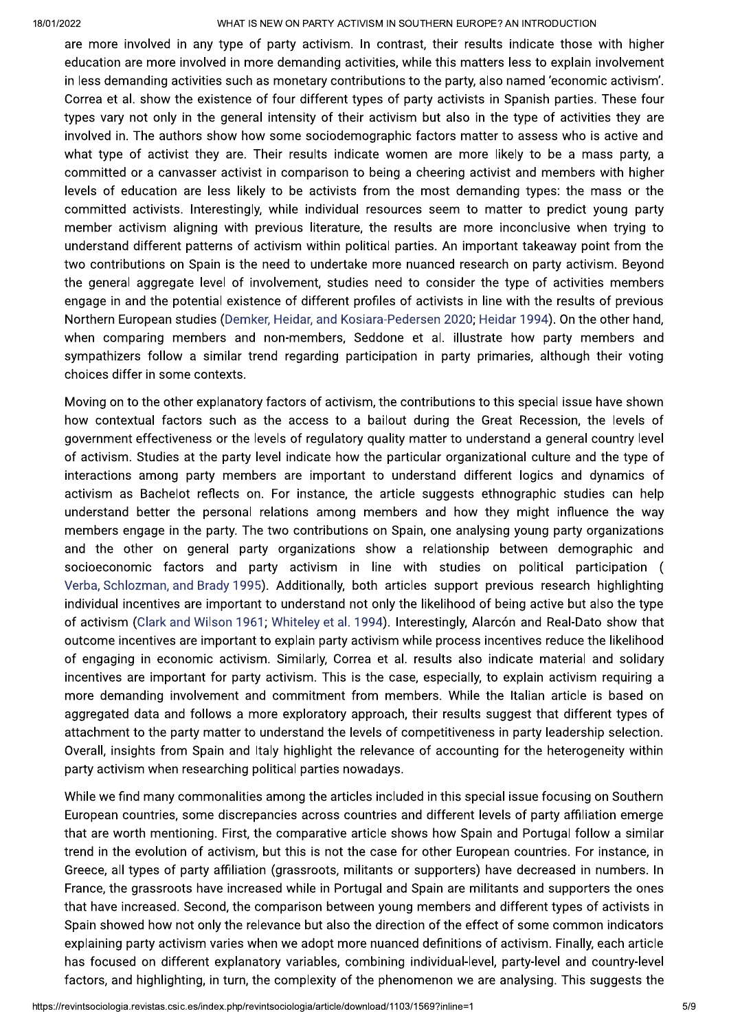are more involved in any type of party activism. In contrast, their results indicate those with higher education are more involved in more demanding activities, while this matters less to explain involvement in less demanding activities such as monetary contributions to the party, also named 'economic activism'. Correa et al. show the existence of four different types of party activists in Spanish parties. These four types vary not only in the general intensity of their activism but also in the type of activities they are involved in. The authors show how some sociodemographic factors matter to assess who is active and what type of activist they are. Their results indicate women are more likely to be a mass party, a committed or a canvasser activist in comparison to being a cheering activist and members with higher levels of education are less likely to be activists from the most demanding types: the mass or the committed activists. Interestingly, while individual resources seem to matter to predict young party member activism aligning with previous literature, the results are more inconclusive when trying to understand different patterns of activism within political parties. An important takeaway point from the two contributions on Spain is the need to undertake more nuanced research on party activism. Beyond the general aggregate level of involvement, studies need to consider the type of activities members engage in and the potential existence of different profiles of activists in line with the results of previous Northern European studies (Demker, Heidar, and Kosiara-Pedersen 2020; Heidar 1994). On the other hand, when comparing members and non-members, Seddone et al. illustrate how party members and sympathizers follow a similar trend regarding participation in party primaries, although their voting choices differ in some contexts.

Moving on to the other explanatory factors of activism, the contributions to this special issue have shown how contextual factors such as the access to a bailout during the Great Recession, the levels of government effectiveness or the levels of regulatory quality matter to understand a general country level of activism. Studies at the party level indicate how the particular organizational culture and the type of interactions among party members are important to understand different logics and dynamics of activism as Bachelot reflects on. For instance, the article suggests ethnographic studies can help understand better the personal relations among members and how they might influence the way members engage in the party. The two contributions on Spain, one analysing young party organizations and the other on general party organizations show a relationship between demographic and socioeconomic factors and party activism in line with studies on political participation (Verba, Schlozman, and Brady 1995). Additionally, both articles support previous research highlighting individual incentives are important to understand not only the likelihood of being active but also the type of activism (Clark and Wilson 1961; Whiteley et al. 1994). Interestingly, Alarcón and Real-Dato show that outcome incentives are important to explain party activism while process incentives reduce the likelihood of engaging in economic activism. Similarly, Correa et al. results also indicate material and solidary incentives are important for party activism. This is the case, especially, to explain activism requiring a more demanding involvement and commitment from members. While the Italian article is based on aggregated data and follows a more exploratory approach, their results suggest that different types of attachment to the party matter to understand the levels of competitiveness in party leadership selection. Overall, insights from Spain and Italy highlight the relevance of accounting for the heterogeneity within party activism when researching political parties nowadays.

While we find many commonalities among the articles included in this special issue focusing on Southern European countries, some discrepancies across countries and different levels of party affiliation emerge that are worth mentioning. First, the comparative article shows how Spain and Portugal follow a similar trend in the evolution of activism, but this is not the case for other European countries. For instance, in Greece, all types of party affiliation (grassroots, militants or supporters) have decreased in numbers. In France, the grassroots have increased while in Portugal and Spain are militants and supporters the ones that have increased. Second, the comparison between young members and different types of activists in Spain showed how not only the relevance but also the direction of the effect of some common indicators explaining party activism varies when we adopt more nuanced definitions of activism. Finally, each article has focused on different explanatory variables, combining individual-level, party-level and country-level factors, and highlighting, in turn, the complexity of the phenomenon we are analysing. This suggests the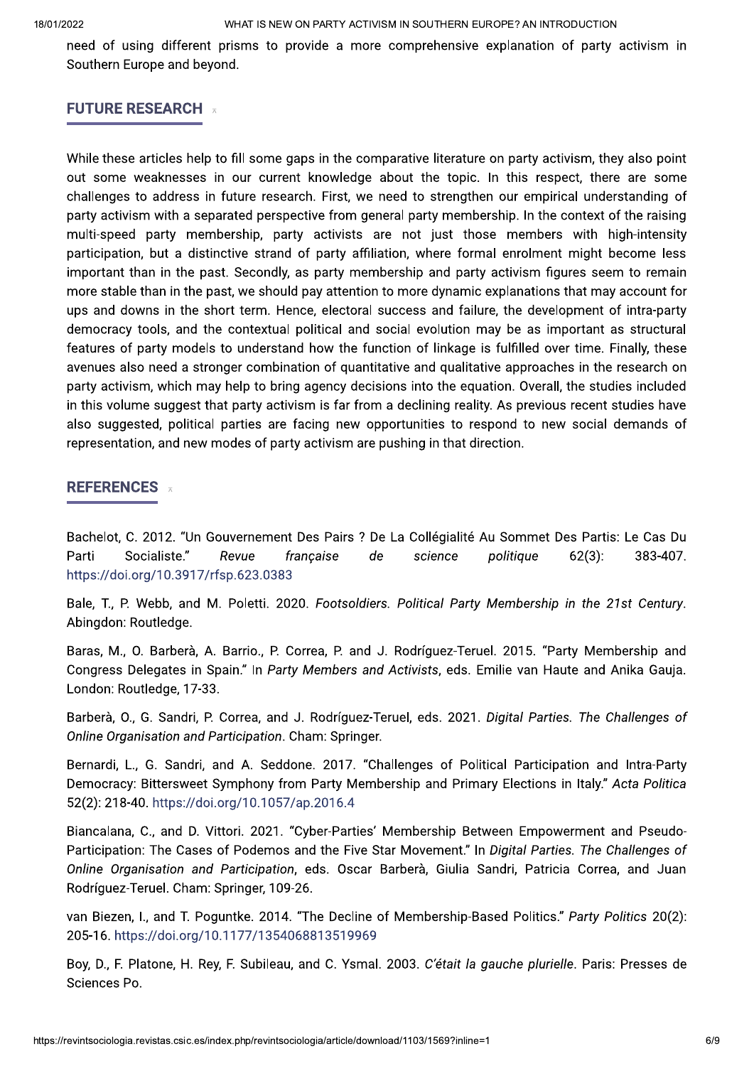need of using different prisms to provide a more comprehensive explanation of party activism in Southern Europe and beyond.

## FUTURE RESEARCH

While these articles help to fill some gaps in the comparative literature on party activism, they also point out some weaknesses in our current knowledge about the topic. In this respect, there are some challenges to address in future research. First, we need to strengthen our empirical understanding of party activism with a separated perspective from general party membership. In the context of the raising multi-speed party membership, party activists are not just those members with high-intensity participation, but a distinctive strand of party affiliation, where formal enrolment might become less important than in the past. Secondly, as party membership and party activism figures seem to remain more stable than in the past, we should pay attention to more dynamic explanations that may account for ups and downs in the short term. Hence, electoral success and failure, the development of intra-party democracy tools, and the contextual political and social evolution may be as important as structural features of party models to understand how the function of linkage is fulfilled over time. Finally, these avenues also need a stronger combination of quantitative and qualitative approaches in the research on party activism, which may help to bring agency decisions into the equation. Overall, the studies included in this volume suggest that party activism is far from a declining reality. As previous recent studies have also suggested, political parties are facing new opportunities to respond to new social demands of representation, and new modes of party activism are pushing in that direction.

## REFERENCES

Bachelot, C. 2012. "Un Gouvernement Des Pairs ? De La Collégialité Au Sommet Des Partis: Le Cas Du Parti Socialiste." *Revue française de science politique* 62(3): 383-407. https://doi.org/10.3917/rfsp.623.0383

Bale, T., P. Webb, and M. Poletti. 2020. *Footsoldiers. Political Party Membership in the 21st Century*. Abingdon: Routledge.

Baras, M., O. Barberà, A. Barrio., P. Correa, P. and J. Rodríguez-Teruel. 2015. "Party Membership and Congress Delegates in Spain." In *Party Members and Activists*, eds. Emilie van Haute and Anika Gauja. London: Routledge, 17-33.

Barberà, O., G. Sandri, P. Correa, and J. Rodríguez-Teruel, eds. 2021. *Digital Parties. The Challenges of Online Organisation and Participation*. Cham: Springer.

Bernardi, L., G. Sandri, and A. Seddone. 2017. "Challenges of Political Participation and Intra-Party Democracy: Bittersweet Symphony from Party Membership and Primary Elections in Italy." *Acta Politica* 52(2): 218-40. https://doi.org/10.1057/ap.2016.4

Biancalana, C., and D. Vittori. 2021. "Cyber-Parties' Membership Between Empowerment and Pseudo-Participation: The Cases of Podemos and the Five Star Movement." In *Digital Parties. The Challenges of Online Organisation and Participation*, eds. Oscar Barberà, Giulia Sandri, Patricia Correa, and Juan Rodríguez-Teruel. Cham: Springer, 109-26.

van Biezen, I., and T. Poguntke. 2014. "The Decline of Membership-Based Politics." *Party Politics* 20(2): 205-16. https://doi.org/10.1177/1354068813519969

Boy, D., F. Platone, H. Rey, F. Subileau, and C. Ysmal. 2003. *C'était la gauche plurielle*. Paris: Presses de Sciences Po.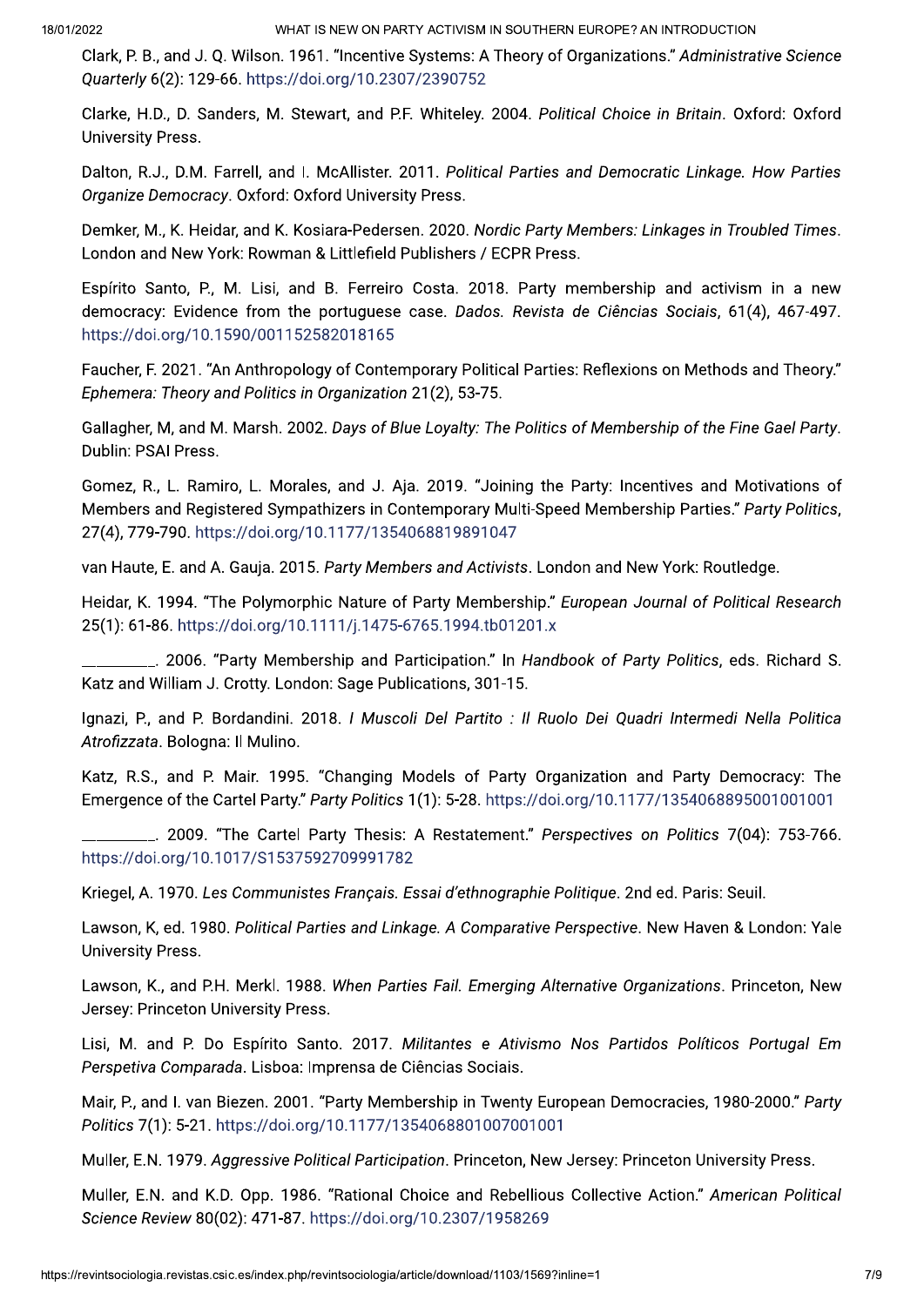Clark, P. B., and J. Q. Wilson. 1961. "Incentive Systems: A Theory of Organizations." *Administrative Science Quarterly* 6(2): 129-66. https://doi.org/10.2307/2390752

Clarke, H.D., D. Sanders, M. Stewart, and P.F. Whiteley. 2004. *Political Choice in Britain*. Oxford: Oxford University Press.

Dalton, R.J., D.M. Farrell, and I. McAllister. 2011. *Political Parties and Democratic Linkage. How Parties Organize Democracy*. Oxford: Oxford University Press.

Demker, M., K. Heidar, and K. Kosiara-Pedersen. 2020. *Nordic Party Members: Linkages in Troubled Times*. London and New York: Rowman & Littlefield Publishers / ECPR Press.

Espírito Santo, P., M. Lisi, and B. Ferreiro Costa. 2018. Party membership and activism in a new democracy: Evidence from the portuguese case. *Dados. Revista de Ciências Sociais*, 61(4), 467-497. https://doi.org/10.1590/001152582018165

Faucher, F. 2021. "An Anthropology of Contemporary Political Parties: Reflexions on Methods and Theory." *Ephemera: Theory and Politics in Organization* 21(2), 53-75.

Gallagher, M, and M. Marsh. 2002. *Days of Blue Loyalty: The Politics of Membership of the Fine Gael Party*. Dublin: PSAI Press.

Gomez, R., L. Ramiro, L. Morales, and J. Aja. 2019. "Joining the Party: Incentives and Motivations of Members and Registered Sympathizers in Contemporary Multi-Speed Membership Parties." *Party Politics*, 27(4), 779-790. https://doi.org/10.1177/1354068819891047

van Haute, E. and A. Gauja. 2015. *Party Members and Activists*. London and New York: Routledge.

Heidar, K. 1994. "The Polymorphic Nature of Party Membership." *European Journal of Political Research* 25(1): 61-86. https://doi.org/10.1111/j.1475-6765.1994.tb01201.x

________. 2006. "Party Membership and Participation." In *Handbook of Party Politics*, eds. Richard S. Katz and William J. Crotty. London: Sage Publications, 301-15.

Ignazi, P., and P. Bordandini. 2018. *I Muscoli Del Partito : Il Ruolo Dei Quadri Intermedi Nella Politica Atrofizzata*. Bologna: Il Mulino.

Katz, R.S., and P. Mair. 1995. "Changing Models of Party Organization and Party Democracy: The Emergence of the Cartel Party." *Party Politics* 1(1): 5-28. https://doi.org/10.1177/1354068895001001001

________. 2009. "The Cartel Party Thesis: A Restatement." *Perspectives on Politics* 7(04): 753-766. https://doi.org/10.1017/S1537592709991782

Kriegel, A. 1970. *Les Communistes Français. Essai d'ethnographie Politique*. 2nd ed. Paris: Seuil.

Lawson, K, ed. 1980. *Political Parties and Linkage. A Comparative Perspective*. New Haven & London: Yale University Press.

Lawson, K., and P.H. Merkl. 1988. *When Parties Fail. Emerging Alternative Organizations*. Princeton, New Jersey: Princeton University Press.

Lisi, M. and P. Do Espírito Santo. 2017. *Militantes e Ativismo Nos Partidos Políticos Portugal Em Perspetiva Comparada*. Lisboa: Imprensa de Ciências Sociais.

Mair, P., and I. van Biezen. 2001. "Party Membership in Twenty European Democracies, 1980-2000." *Party Politics* 7(1): 5-21. https://doi.org/10.1177/1354068801007001001

Muller, E.N. 1979. *Aggressive Political Participation*. Princeton, New Jersey: Princeton University Press.

Muller, E.N. and K.D. Opp. 1986. "Rational Choice and Rebellious Collective Action." *American Political Science Review* 80(02): 471-87. https://doi.org/10.2307/1958269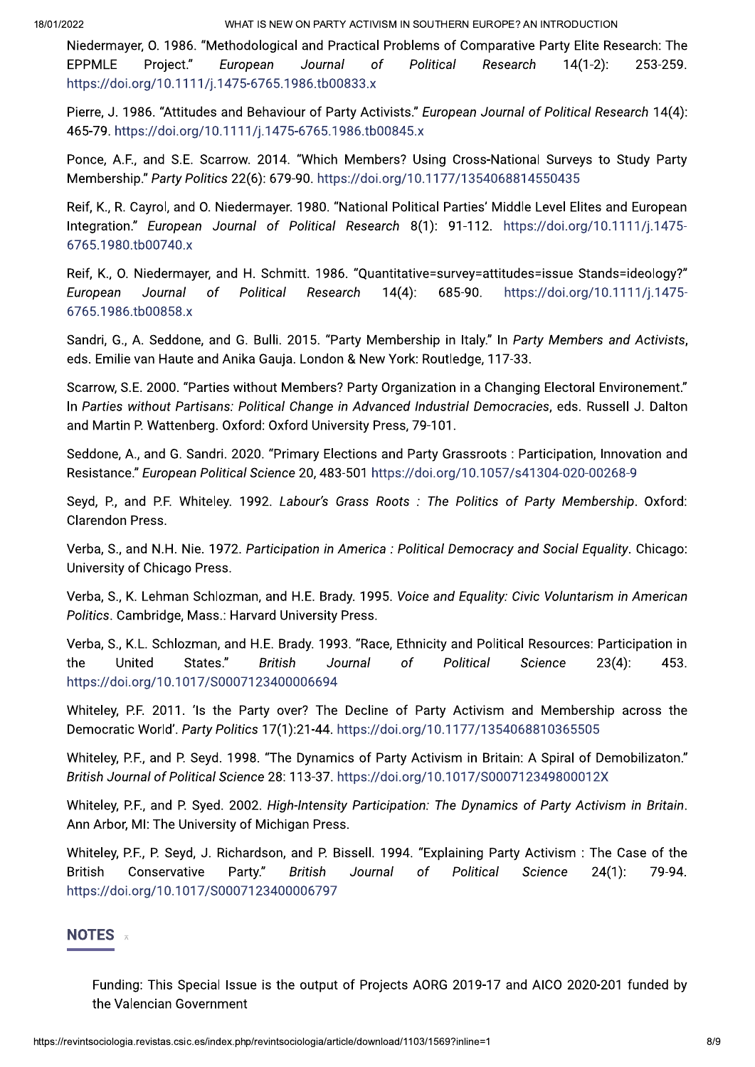Niedermayer, O. 1986. "Methodological and Practical Problems of Comparative Party Elite Research: The EPPMLE Project." *European Journal of Political Research* 14(1-2): 253-259. https://doi.org/10.1111/j.1475-6765.1986.tb00833.x

Pierre, J. 1986. "Attitudes and Behaviour of Party Activists." *European Journal of Political Research* 14(4): 465-79. https://doi.org/10.1111/j.1475-6765.1986.tb00845.x

Ponce, A.F., and S.E. Scarrow. 2014. "Which Members? Using Cross-National Surveys to Study Party Membership." *Party Politics* 22(6): 679-90. https://doi.org/10.1177/1354068814550435

Reif, K., R. Cayrol, and O. Niedermayer. 1980. "National Political Parties' Middle Level Elites and European Integration." *European Journal of Political Research* 8(1): 91-112. https://doi.org/10.1111/j.1475-6765.1980.tb00740.x

Reif, K., O. Niedermayer, and H. Schmitt. 1986. "Quantitative=survey=attitudes=issue Stands=ideology?" *European Journal of Political Research* 14(4): 685-90. https://doi.org/10.1111/j.1475-6765.1986.tb00858.x

Sandri, G., A. Seddone, and G. Bulli. 2015. "Party Membership in Italy." In *Party Members and Activists*, eds. Emilie van Haute and Anika Gauja. London & New York: Routledge, 117-33.

Scarrow, S.E. 2000. "Parties without Members? Party Organization in a Changing Electoral Environement." In *Parties without Partisans: Political Change in Advanced Industrial Democracies*, eds. Russell J. Dalton and Martin P. Wattenberg. Oxford: Oxford University Press, 79-101.

Seddone, A., and G. Sandri. 2020. "Primary Elections and Party Grassroots : Participation, Innovation and Resistance." *European Political Science* 20, 483-501 https://doi.org/10.1057/s41304-020-00268-9

Seyd, P., and P.F. Whiteley. 1992. *Labour's Grass Roots : The Politics of Party Membership*. Oxford: Clarendon Press.

Verba, S., and N.H. Nie. 1972. *Participation in America : Political Democracy and Social Equality*. Chicago: University of Chicago Press.

Verba, S., K. Lehman Schlozman, and H.E. Brady. 1995. *Voice and Equality: Civic Voluntarism in American Politics*. Cambridge, Mass.: Harvard University Press.

Verba, S., K.L. Schlozman, and H.E. Brady. 1993. "Race, Ethnicity and Political Resources: Participation in the United States." *British Journal of Political Science* 23(4): 453. https://doi.org/10.1017/S0007123400006694

Whiteley, P.F. 2011. 'Is the Party over? The Decline of Party Activism and Membership across the Democratic World'. *Party Politics* 17(1):21-44. https://doi.org/10.1177/1354068810365505

Whiteley, P.F., and P. Seyd. 1998. "The Dynamics of Party Activism in Britain: A Spiral of Demobilizaton." *British Journal of Political Science* 28: 113-37. https://doi.org/10.1017/S000712349800012X

Whiteley, P.F., and P. Syed. 2002. *High-Intensity Participation: The Dynamics of Party Activism in Britain*. Ann Arbor, MI: The University of Michigan Press.

Whiteley, P.F., P. Seyd, J. Richardson, and P. Bissell. 1994. "Explaining Party Activism : The Case of the British Conservative Party." *British Journal of Political Science* 24(1): 79-94. https://doi.org/10.1017/S0007123400006797

## NOTES

Funding: This Special Issue is the output of Projects AORG 2019-17 and AICO 2020-201 funded by the Valencian Government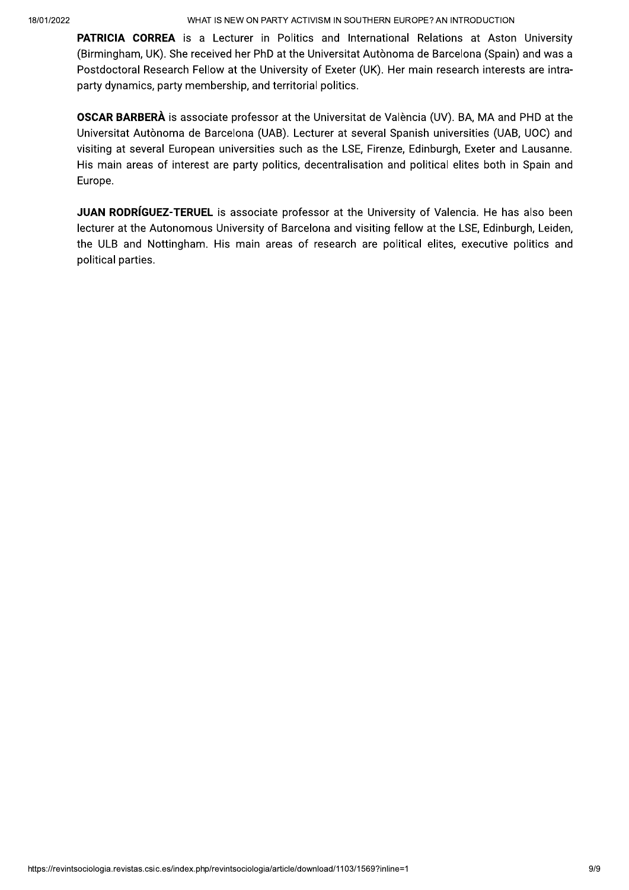**PATRICIA CORREA** is a Lecturer in Politics and International Relations at Aston University (Birmingham, UK). She received her PhD at the Universitat Autònoma de Barcelona (Spain) and was a Postdoctoral Research Fellow at the University of Exeter (UK). Her main research interests are intra-party dynamics, party membership, and territorial politics.

**OSCAR BARBERÀ** is associate professor at the Universitat de València (UV). BA, MA and PHD at the Universitat Autònoma de Barcelona (UAB). Lecturer at several Spanish universities (UAB, UOC) and visiting at several European universities such as the LSE, Firenze, Edinburgh, Exeter and Lausanne. His main areas of interest are party politics, decentralisation and political elites both in Spain and Europe.

**JUAN RODRÍGUEZ-TERUEL** is associate professor at the University of Valencia. He has also been lecturer at the Autonomous University of Barcelona and visiting fellow at the LSE, Edinburgh, Leiden, the ULB and Nottingham. His main areas of research are political elites, executive politics and political parties.